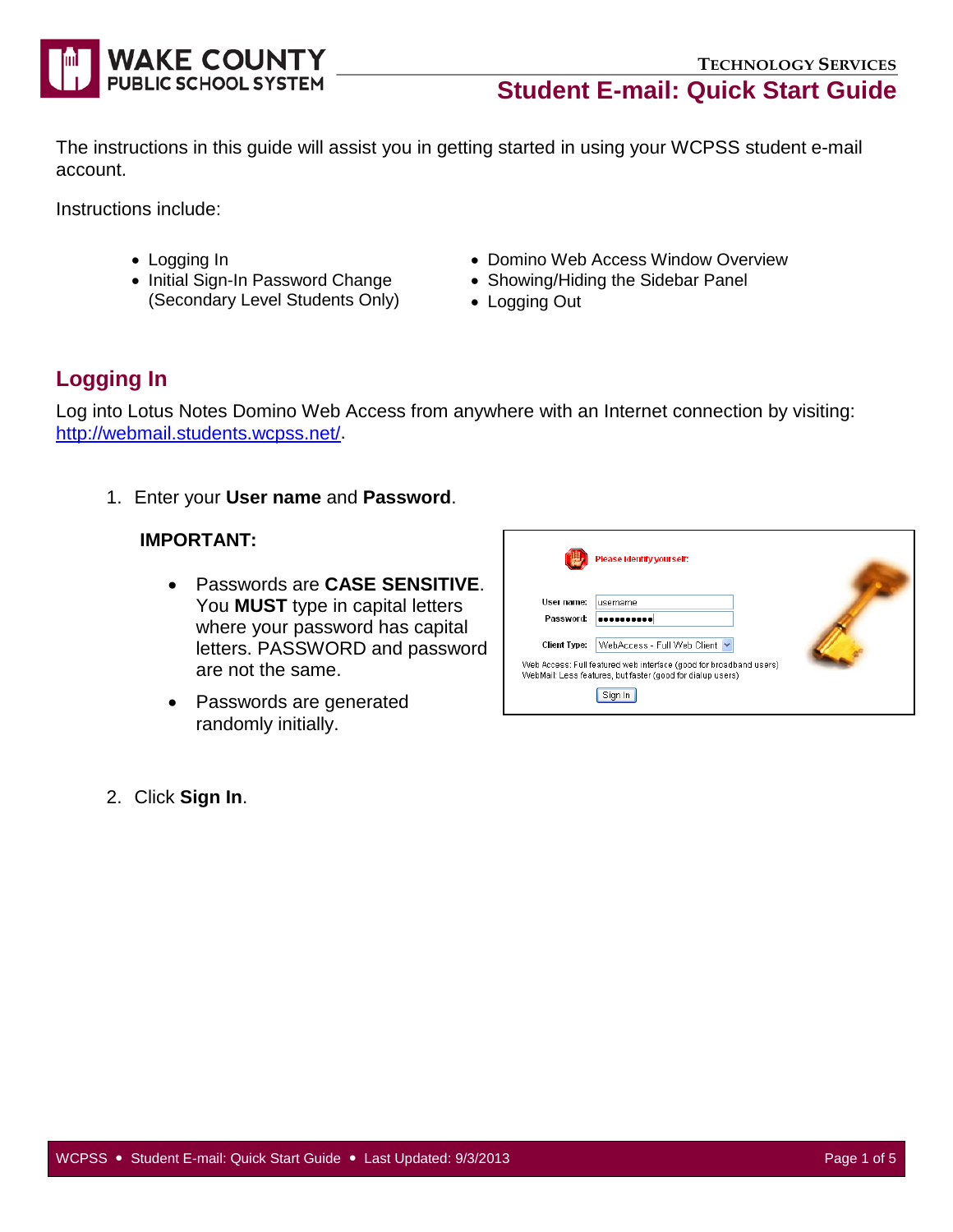# Student E-mail: Quick Start Guide

The instructions in this guide will assist you in getting started in using your WCPSS student e-mail account.

Instructions include:

- Logging In
- Initial Sign-In Password Change (Secondary Level Students Only)
- Domino Web Access Window Overview
- Showing/Hiding the Sidebar Panel
- Logging Out

## Logging In

Log into Lotus Notes Domino Web Access from anywhere with an Internet connection by visiting: http://webmail.students.wcpss.net/.

1. Enter your **User name** and **Password**.

   **IMPORTANT:**

   - Passwords are **CASE SENSITIVE**. You **MUST** type in capital letters where your password has capital letters. PASSWORD and password are not the same.
   - Passwords are generated randomly initially.

2. Click **Sign In**.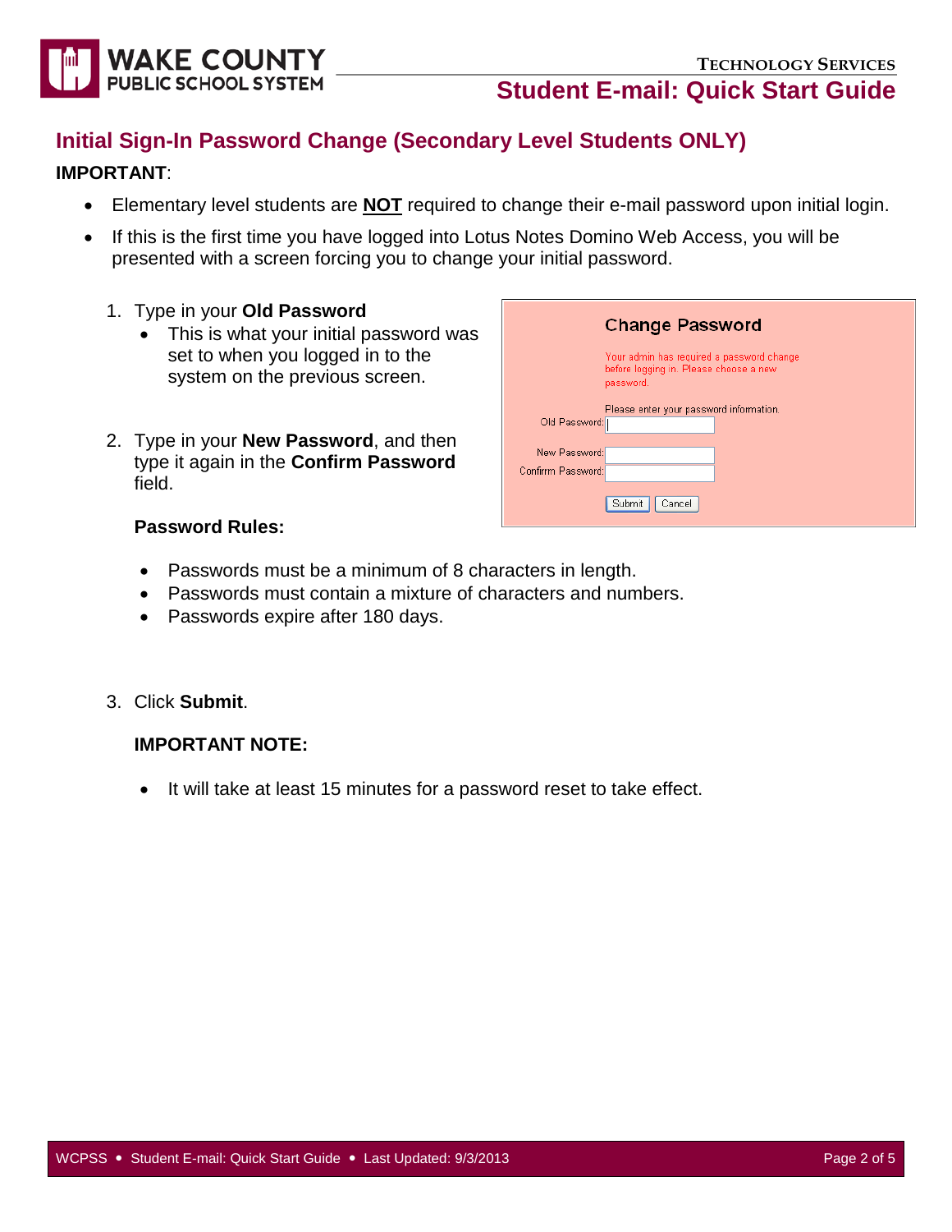## Initial Sign-In Password Change (Secondary Level Students ONLY)

**IMPORTANT**:

- Elementary level students are **NOT** required to change their e-mail password upon initial login.
- If this is the first time you have logged into Lotus Notes Domino Web Access, you will be presented with a screen forcing you to change your initial password.

1. Type in your **Old Password**
   - This is what your initial password was set to when you logged in to the system on the previous screen.

2. Type in your **New Password**, and then type it again in the **Confirm Password** field.

   **Password Rules:**

   - Passwords must be a minimum of 8 characters in length.
   - Passwords must contain a mixture of characters and numbers.
   - Passwords expire after 180 days.

3. Click **Submit**.

   **IMPORTANT NOTE:**

   - It will take at least 15 minutes for a password reset to take effect.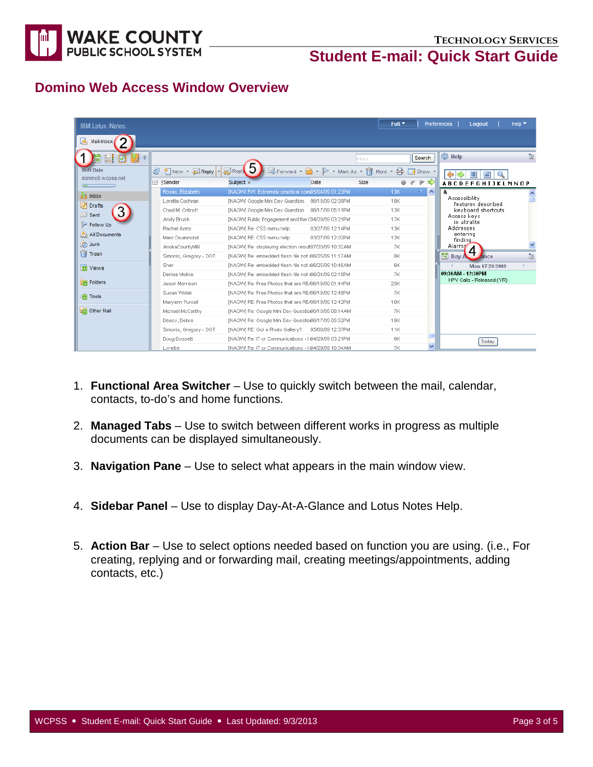## Domino Web Access Window Overview

1. **Functional Area Switcher** – Use to quickly switch between the mail, calendar, contacts, to-do's and home functions.

2. **Managed Tabs** – Use to switch between different works in progress as multiple documents can be displayed simultaneously.

3. **Navigation Pane** – Use to select what appears in the main window view.

4. **Sidebar Panel** – Use to display Day-At-A-Glance and Lotus Notes Help.

5. **Action Bar** – Use to select options needed based on function you are using. (i.e., For creating, replying and or forwarding mail, creating meetings/appointments, adding contacts, etc.)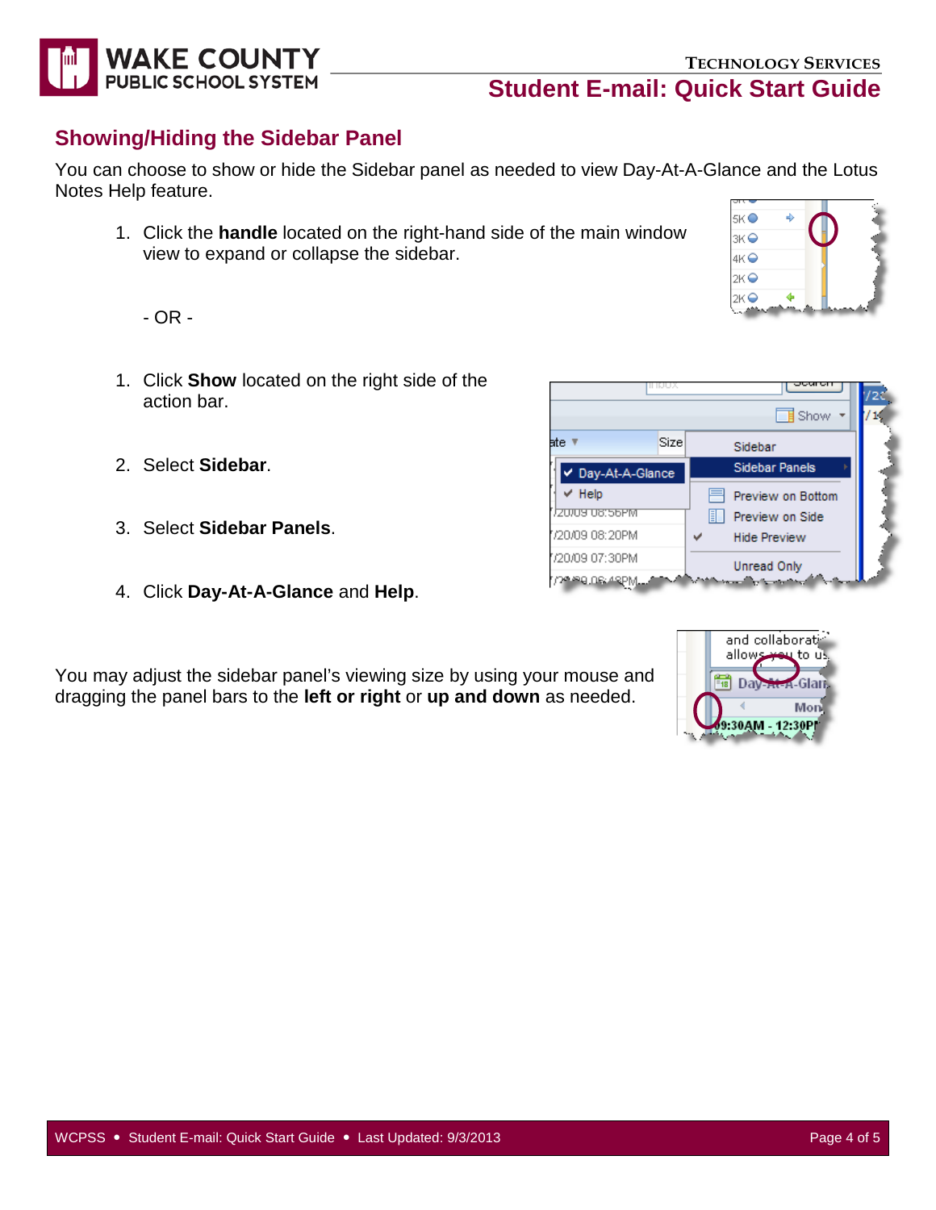## Showing/Hiding the Sidebar Panel

You can choose to show or hide the Sidebar panel as needed to view Day-At-A-Glance and the Lotus Notes Help feature.

1. Click the **handle** located on the right-hand side of the main window view to expand or collapse the sidebar.

- OR -

1. Click **Show** located on the right side of the action bar.
2. Select **Sidebar**.
3. Select **Sidebar Panels**.
4. Click **Day-At-A-Glance** and **Help**.

You may adjust the sidebar panel's viewing size by using your mouse and dragging the panel bars to the **left or right** or **up and down** as needed.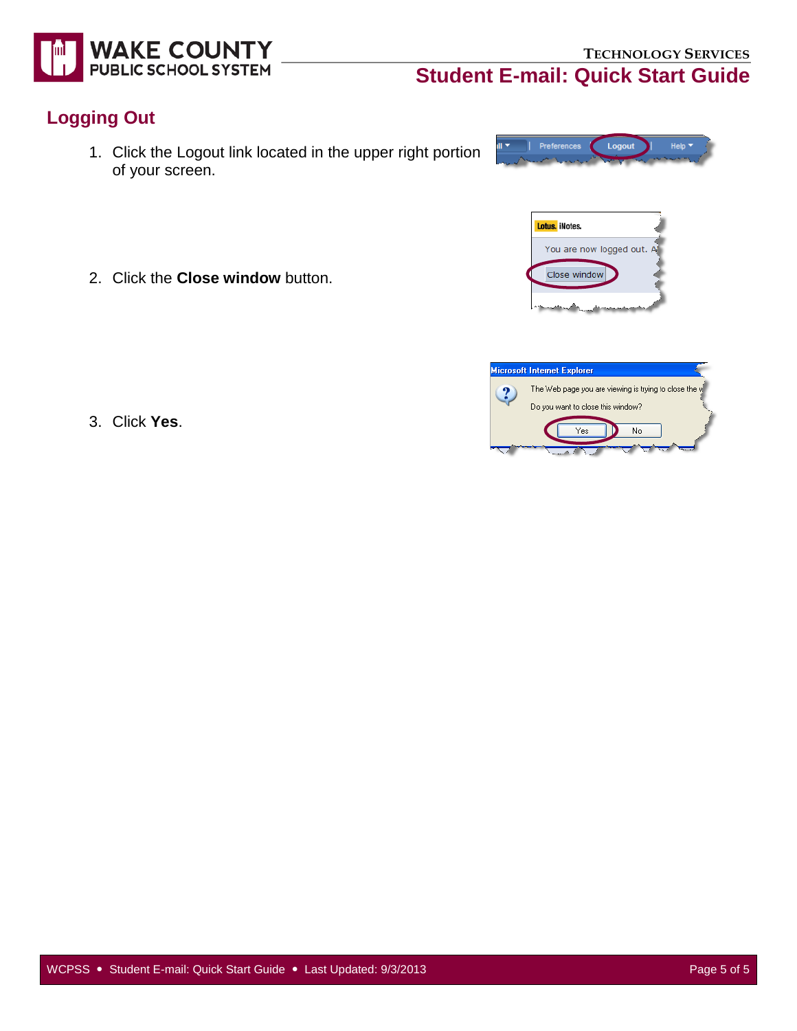## Logging Out

1. Click the Logout link located in the upper right portion of your screen.

2. Click the **Close window** button.

3. Click **Yes**.